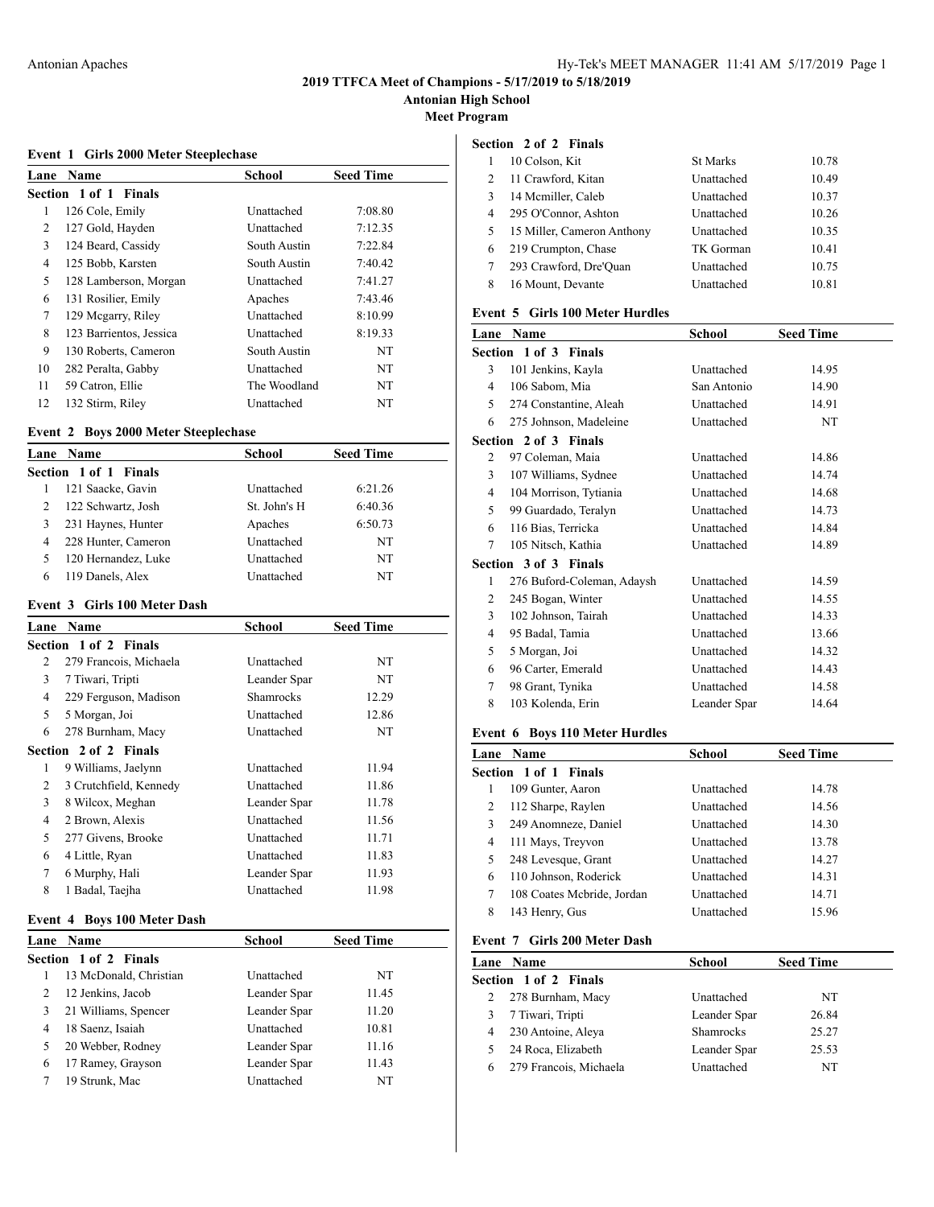# 2019 TTFCA Meet of Champions - 5/17/2019 to 5/18/2019

**Antonian High School**

**Meet Program**

## Event 1 Girls 2000 Meter Steeplechase

| Lane | Name | School | Seed Time |
|---|---|---|---|
| **Section 1 of 1 Finals** | | | |
| 1 | 126 Cole, Emily | Unattached | 7:08.80 |
| 2 | 127 Gold, Hayden | Unattached | 7:12.35 |
| 3 | 124 Beard, Cassidy | South Austin | 7:22.84 |
| 4 | 125 Bobb, Karsten | South Austin | 7:40.42 |
| 5 | 128 Lamberson, Morgan | Unattached | 7:41.27 |
| 6 | 131 Rosilier, Emily | Apaches | 7:43.46 |
| 7 | 129 Mcgarry, Riley | Unattached | 8:10.99 |
| 8 | 123 Barrientos, Jessica | Unattached | 8:19.33 |
| 9 | 130 Roberts, Cameron | South Austin | NT |
| 10 | 282 Peralta, Gabby | Unattached | NT |
| 11 | 59 Catron, Ellie | The Woodland | NT |
| 12 | 132 Stirm, Riley | Unattached | NT |

## Event 2 Boys 2000 Meter Steeplechase

| Lane | Name | School | Seed Time |
|---|---|---|---|
| **Section 1 of 1 Finals** | | | |
| 1 | 121 Saacke, Gavin | Unattached | 6:21.26 |
| 2 | 122 Schwartz, Josh | St. John's H | 6:40.36 |
| 3 | 231 Haynes, Hunter | Apaches | 6:50.73 |
| 4 | 228 Hunter, Cameron | Unattached | NT |
| 5 | 120 Hernandez, Luke | Unattached | NT |
| 6 | 119 Danels, Alex | Unattached | NT |

## Event 3 Girls 100 Meter Dash

| Lane | Name | School | Seed Time |
|---|---|---|---|
| **Section 1 of 2 Finals** | | | |
| 2 | 279 Francois, Michaela | Unattached | NT |
| 3 | 7 Tiwari, Tripti | Leander Spar | NT |
| 4 | 229 Ferguson, Madison | Shamrocks | 12.29 |
| 5 | 5 Morgan, Joi | Unattached | 12.86 |
| 6 | 278 Burnham, Macy | Unattached | NT |
| **Section 2 of 2 Finals** | | | |
| 1 | 9 Williams, Jaelynn | Unattached | 11.94 |
| 2 | 3 Crutchfield, Kennedy | Unattached | 11.86 |
| 3 | 8 Wilcox, Meghan | Leander Spar | 11.78 |
| 4 | 2 Brown, Alexis | Unattached | 11.56 |
| 5 | 277 Givens, Brooke | Unattached | 11.71 |
| 6 | 4 Little, Ryan | Unattached | 11.83 |
| 7 | 6 Murphy, Hali | Leander Spar | 11.93 |
| 8 | 1 Badal, Taejha | Unattached | 11.98 |

## Event 4 Boys 100 Meter Dash

| Lane | Name | School | Seed Time |
|---|---|---|---|
| **Section 1 of 2 Finals** | | | |
| 1 | 13 McDonald, Christian | Unattached | NT |
| 2 | 12 Jenkins, Jacob | Leander Spar | 11.45 |
| 3 | 21 Williams, Spencer | Leander Spar | 11.20 |
| 4 | 18 Saenz, Isaiah | Unattached | 10.81 |
| 5 | 20 Webber, Rodney | Leander Spar | 11.16 |
| 6 | 17 Ramey, Grayson | Leander Spar | 11.43 |
| 7 | 19 Strunk, Mac | Unattached | NT |
| **Section 2 of 2 Finals** | | | |
| 1 | 10 Colson, Kit | St Marks | 10.78 |
| 2 | 11 Crawford, Kitan | Unattached | 10.49 |
| 3 | 14 Mcmiller, Caleb | Unattached | 10.37 |
| 4 | 295 O'Connor, Ashton | Unattached | 10.26 |
| 5 | 15 Miller, Cameron Anthony | Unattached | 10.35 |
| 6 | 219 Crumpton, Chase | TK Gorman | 10.41 |
| 7 | 293 Crawford, Dre'Quan | Unattached | 10.75 |
| 8 | 16 Mount, Devante | Unattached | 10.81 |

## Event 5 Girls 100 Meter Hurdles

| Lane | Name | School | Seed Time |
|---|---|---|---|
| **Section 1 of 3 Finals** | | | |
| 3 | 101 Jenkins, Kayla | Unattached | 14.95 |
| 4 | 106 Sabom, Mia | San Antonio | 14.90 |
| 5 | 274 Constantine, Aleah | Unattached | 14.91 |
| 6 | 275 Johnson, Madeleine | Unattached | NT |
| **Section 2 of 3 Finals** | | | |
| 2 | 97 Coleman, Maia | Unattached | 14.86 |
| 3 | 107 Williams, Sydnee | Unattached | 14.74 |
| 4 | 104 Morrison, Tytiania | Unattached | 14.68 |
| 5 | 99 Guardado, Teralyn | Unattached | 14.73 |
| 6 | 116 Bias, Terricka | Unattached | 14.84 |
| 7 | 105 Nitsch, Kathia | Unattached | 14.89 |
| **Section 3 of 3 Finals** | | | |
| 1 | 276 Buford-Coleman, Adaysh | Unattached | 14.59 |
| 2 | 245 Bogan, Winter | Unattached | 14.55 |
| 3 | 102 Johnson, Tairah | Unattached | 14.33 |
| 4 | 95 Badal, Tamia | Unattached | 13.66 |
| 5 | 5 Morgan, Joi | Unattached | 14.32 |
| 6 | 96 Carter, Emerald | Unattached | 14.43 |
| 7 | 98 Grant, Tynika | Unattached | 14.58 |
| 8 | 103 Kolenda, Erin | Leander Spar | 14.64 |

## Event 6 Boys 110 Meter Hurdles

| Lane | Name | School | Seed Time |
|---|---|---|---|
| **Section 1 of 1 Finals** | | | |
| 1 | 109 Gunter, Aaron | Unattached | 14.78 |
| 2 | 112 Sharpe, Raylen | Unattached | 14.56 |
| 3 | 249 Anomneze, Daniel | Unattached | 14.30 |
| 4 | 111 Mays, Treyvon | Unattached | 13.78 |
| 5 | 248 Levesque, Grant | Unattached | 14.27 |
| 6 | 110 Johnson, Roderick | Unattached | 14.31 |
| 7 | 108 Coates Mcbride, Jordan | Unattached | 14.71 |
| 8 | 143 Henry, Gus | Unattached | 15.96 |

## Event 7 Girls 200 Meter Dash

| Lane | Name | School | Seed Time |
|---|---|---|---|
| **Section 1 of 2 Finals** | | | |
| 2 | 278 Burnham, Macy | Unattached | NT |
| 3 | 7 Tiwari, Tripti | Leander Spar | 26.84 |
| 4 | 230 Antoine, Aleya | Shamrocks | 25.27 |
| 5 | 24 Roca, Elizabeth | Leander Spar | 25.53 |
| 6 | 279 Francois, Michaela | Unattached | NT |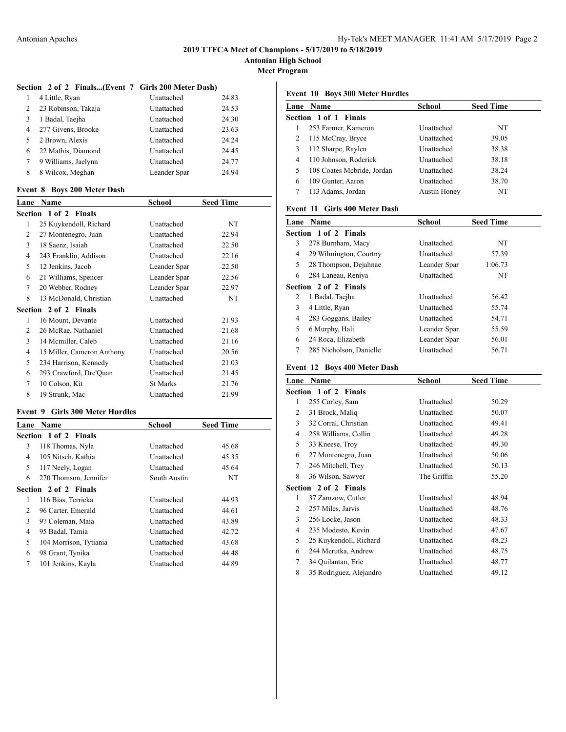### Section 2 of 2 Finals...(Event 7 Girls 200 Meter Dash)

| Lane | Name | School | Seed Time |
|---|---|---|---|
| 1 | 4 Little, Ryan | Unattached | 24.83 |
| 2 | 23 Robinson, Takaja | Unattached | 24.53 |
| 3 | 1 Badal, Taejha | Unattached | 24.30 |
| 4 | 277 Givens, Brooke | Unattached | 23.63 |
| 5 | 2 Brown, Alexis | Unattached | 24.24 |
| 6 | 22 Mathis, Diamond | Unattached | 24.45 |
| 7 | 9 Williams, Jaelynn | Unattached | 24.77 |
| 8 | 8 Wilcox, Meghan | Leander Spar | 24.94 |

### Event 8 Boys 200 Meter Dash

| Lane | Name | School | Seed Time |
|---|---|---|---|
| **Section 1 of 2 Finals** | | | |
| 1 | 25 Kuykendoll, Richard | Unattached | NT |
| 2 | 27 Montenegro, Juan | Unattached | 22.94 |
| 3 | 18 Saenz, Isaiah | Unattached | 22.50 |
| 4 | 243 Franklin, Addison | Unattached | 22.16 |
| 5 | 12 Jenkins, Jacob | Leander Spar | 22.50 |
| 6 | 21 Williams, Spencer | Leander Spar | 22.56 |
| 7 | 20 Webber, Rodney | Leander Spar | 22.97 |
| 8 | 13 McDonald, Christian | Unattached | NT |
| **Section 2 of 2 Finals** | | | |
| 1 | 16 Mount, Devante | Unattached | 21.93 |
| 2 | 26 McRae, Nathaniel | Unattached | 21.68 |
| 3 | 14 Mcmiller, Caleb | Unattached | 21.16 |
| 4 | 15 Miller, Cameron Anthony | Unattached | 20.56 |
| 5 | 234 Harrison, Kennedy | Unattached | 21.03 |
| 6 | 293 Crawford, Dre'Quan | Unattached | 21.45 |
| 7 | 10 Colson, Kit | St Marks | 21.76 |
| 8 | 19 Strunk, Mac | Unattached | 21.99 |

### Event 9 Girls 300 Meter Hurdles

| Lane | Name | School | Seed Time |
|---|---|---|---|
| **Section 1 of 2 Finals** | | | |
| 3 | 118 Thomas, Nyla | Unattached | 45.68 |
| 4 | 105 Nitsch, Kathia | Unattached | 45.35 |
| 5 | 117 Neely, Logan | Unattached | 45.64 |
| 6 | 270 Thomson, Jennifer | South Austin | NT |
| **Section 2 of 2 Finals** | | | |
| 1 | 116 Bias, Terricka | Unattached | 44.93 |
| 2 | 96 Carter, Emerald | Unattached | 44.61 |
| 3 | 97 Coleman, Maia | Unattached | 43.89 |
| 4 | 95 Badal, Tamia | Unattached | 42.72 |
| 5 | 104 Morrison, Tytiania | Unattached | 43.68 |
| 6 | 98 Grant, Tynika | Unattached | 44.48 |
| 7 | 101 Jenkins, Kayla | Unattached | 44.89 |

### Event 10 Boys 300 Meter Hurdles

| Lane | Name | School | Seed Time |
|---|---|---|---|
| **Section 1 of 1 Finals** | | | |
| 1 | 253 Farmer, Kameron | Unattached | NT |
| 2 | 115 McCray, Bryce | Unattached | 39.05 |
| 3 | 112 Sharpe, Raylen | Unattached | 38.38 |
| 4 | 110 Johnson, Roderick | Unattached | 38.18 |
| 5 | 108 Coates Mcbride, Jordan | Unattached | 38.24 |
| 6 | 109 Gunter, Aaron | Unattached | 38.70 |
| 7 | 113 Adams, Jordan | Austin Honey | NT |

### Event 11 Girls 400 Meter Dash

| Lane | Name | School | Seed Time |
|---|---|---|---|
| **Section 1 of 2 Finals** | | | |
| 3 | 278 Burnham, Macy | Unattached | NT |
| 4 | 29 Wilmington, Courtny | Unattached | 57.39 |
| 5 | 28 Thompson, Dejahnae | Leander Spar | 1:06.73 |
| 6 | 284 Laneau, Reniya | Unattached | NT |
| **Section 2 of 2 Finals** | | | |
| 2 | 1 Badal, Taejha | Unattached | 56.42 |
| 3 | 4 Little, Ryan | Unattached | 55.74 |
| 4 | 283 Goggans, Bailey | Unattached | 54.71 |
| 5 | 6 Murphy, Hali | Leander Spar | 55.59 |
| 6 | 24 Roca, Elizabeth | Leander Spar | 56.01 |
| 7 | 285 Nicholson, Danielle | Unattached | 56.71 |

### Event 12 Boys 400 Meter Dash

| Lane | Name | School | Seed Time |
|---|---|---|---|
| **Section 1 of 2 Finals** | | | |
| 1 | 255 Corley, Sam | Unattached | 50.29 |
| 2 | 31 Brock, Maliq | Unattached | 50.07 |
| 3 | 32 Corral, Christian | Unattached | 49.41 |
| 4 | 258 Williams, Collin | Unattached | 49.28 |
| 5 | 33 Kneese, Troy | Unattached | 49.30 |
| 6 | 27 Montenegro, Juan | Unattached | 50.06 |
| 7 | 246 Mitchell, Trey | Unattached | 50.13 |
| 8 | 36 Wilson, Sawyer | The Griffin | 55.20 |
| **Section 2 of 2 Finals** | | | |
| 1 | 37 Zamzow, Cutler | Unattached | 48.94 |
| 2 | 257 Miles, Jarvis | Unattached | 48.76 |
| 3 | 256 Locke, Jason | Unattached | 48.33 |
| 4 | 235 Modesto, Kevin | Unattached | 47.67 |
| 5 | 25 Kuykendoll, Richard | Unattached | 48.23 |
| 6 | 244 Merutka, Andrew | Unattached | 48.75 |
| 7 | 34 Quilantan, Eric | Unattached | 48.77 |
| 8 | 35 Rodriguez, Alejandro | Unattached | 49.12 |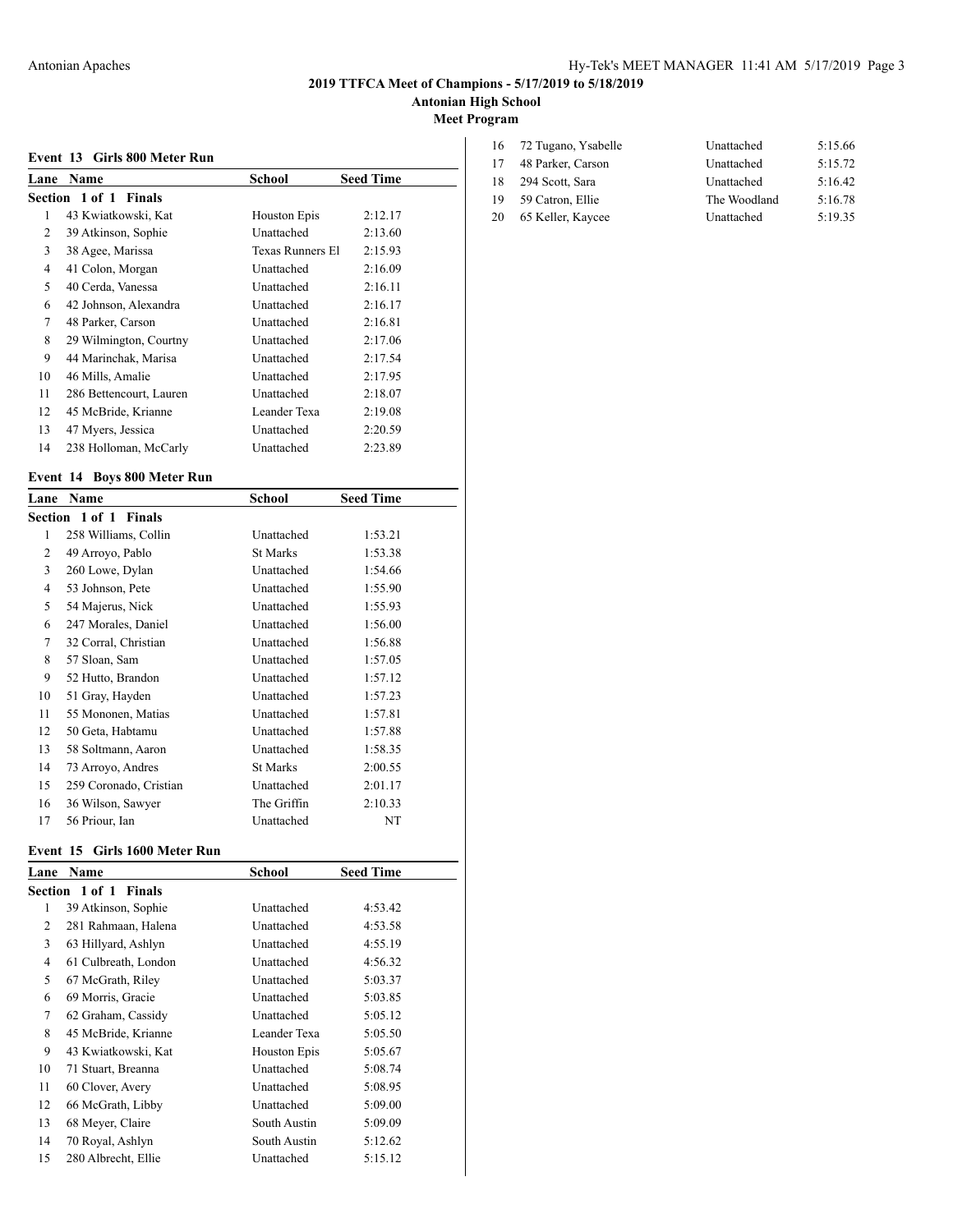## 2019 TTFCA Meet of Champions - 5/17/2019 to 5/18/2019

### Antonian High School

### Meet Program

#### Event 13 Girls 800 Meter Run

| Lane | Name | School | Seed Time |
|---|---|---|---|
| **Section 1 of 1 Finals** | | | |
| 1 | 43 Kwiatkowski, Kat | Houston Epis | 2:12.17 |
| 2 | 39 Atkinson, Sophie | Unattached | 2:13.60 |
| 3 | 38 Agee, Marissa | Texas Runners El | 2:15.93 |
| 4 | 41 Colon, Morgan | Unattached | 2:16.09 |
| 5 | 40 Cerda, Vanessa | Unattached | 2:16.11 |
| 6 | 42 Johnson, Alexandra | Unattached | 2:16.17 |
| 7 | 48 Parker, Carson | Unattached | 2:16.81 |
| 8 | 29 Wilmington, Courtny | Unattached | 2:17.06 |
| 9 | 44 Marinchak, Marisa | Unattached | 2:17.54 |
| 10 | 46 Mills, Amalie | Unattached | 2:17.95 |
| 11 | 286 Bettencourt, Lauren | Unattached | 2:18.07 |
| 12 | 45 McBride, Krianne | Leander Texa | 2:19.08 |
| 13 | 47 Myers, Jessica | Unattached | 2:20.59 |
| 14 | 238 Holloman, McCarly | Unattached | 2:23.89 |

#### Event 14 Boys 800 Meter Run

| Lane | Name | School | Seed Time |
|---|---|---|---|
| **Section 1 of 1 Finals** | | | |
| 1 | 258 Williams, Collin | Unattached | 1:53.21 |
| 2 | 49 Arroyo, Pablo | St Marks | 1:53.38 |
| 3 | 260 Lowe, Dylan | Unattached | 1:54.66 |
| 4 | 53 Johnson, Pete | Unattached | 1:55.90 |
| 5 | 54 Majerus, Nick | Unattached | 1:55.93 |
| 6 | 247 Morales, Daniel | Unattached | 1:56.00 |
| 7 | 32 Corral, Christian | Unattached | 1:56.88 |
| 8 | 57 Sloan, Sam | Unattached | 1:57.05 |
| 9 | 52 Hutto, Brandon | Unattached | 1:57.12 |
| 10 | 51 Gray, Hayden | Unattached | 1:57.23 |
| 11 | 55 Mononen, Matias | Unattached | 1:57.81 |
| 12 | 50 Geta, Habtamu | Unattached | 1:57.88 |
| 13 | 58 Soltmann, Aaron | Unattached | 1:58.35 |
| 14 | 73 Arroyo, Andres | St Marks | 2:00.55 |
| 15 | 259 Coronado, Cristian | Unattached | 2:01.17 |
| 16 | 36 Wilson, Sawyer | The Griffin | 2:10.33 |
| 17 | 56 Priour, Ian | Unattached | NT |

#### Event 15 Girls 1600 Meter Run

| Lane | Name | School | Seed Time |
|---|---|---|---|
| **Section 1 of 1 Finals** | | | |
| 1 | 39 Atkinson, Sophie | Unattached | 4:53.42 |
| 2 | 281 Rahmaan, Halena | Unattached | 4:53.58 |
| 3 | 63 Hillyard, Ashlyn | Unattached | 4:55.19 |
| 4 | 61 Culbreath, London | Unattached | 4:56.32 |
| 5 | 67 McGrath, Riley | Unattached | 5:03.37 |
| 6 | 69 Morris, Gracie | Unattached | 5:03.85 |
| 7 | 62 Graham, Cassidy | Unattached | 5:05.12 |
| 8 | 45 McBride, Krianne | Leander Texa | 5:05.50 |
| 9 | 43 Kwiatkowski, Kat | Houston Epis | 5:05.67 |
| 10 | 71 Stuart, Breanna | Unattached | 5:08.74 |
| 11 | 60 Clover, Avery | Unattached | 5:08.95 |
| 12 | 66 McGrath, Libby | Unattached | 5:09.00 |
| 13 | 68 Meyer, Claire | South Austin | 5:09.09 |
| 14 | 70 Royal, Ashlyn | South Austin | 5:12.62 |
| 15 | 280 Albrecht, Ellie | Unattached | 5:15.12 |
| 16 | 72 Tugano, Ysabelle | Unattached | 5:15.66 |
| 17 | 48 Parker, Carson | Unattached | 5:15.72 |
| 18 | 294 Scott, Sara | Unattached | 5:16.42 |
| 19 | 59 Catron, Ellie | The Woodland | 5:16.78 |
| 20 | 65 Keller, Kaycee | Unattached | 5:19.35 |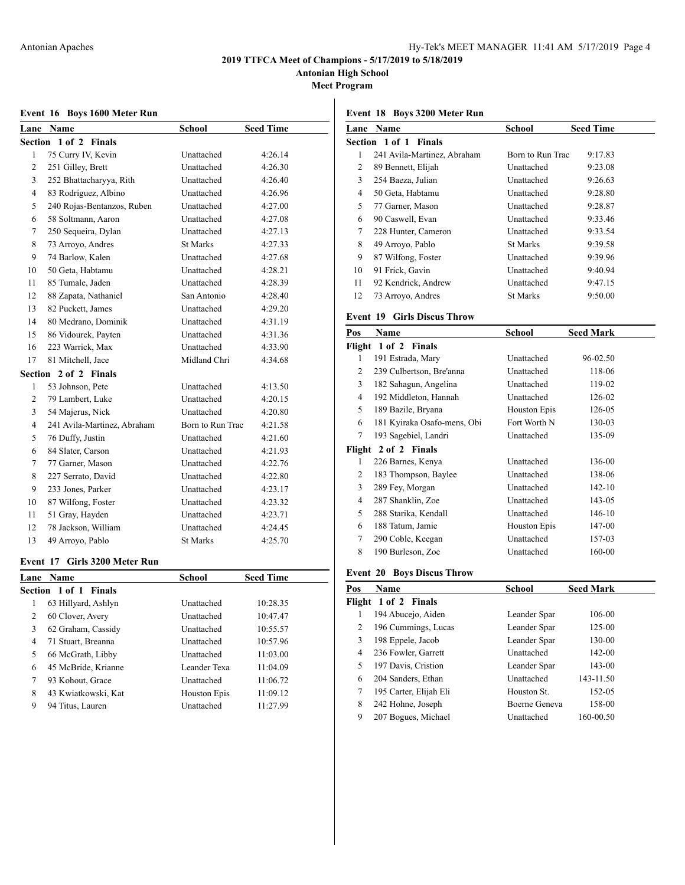## 2019 TTFCA Meet of Champions - 5/17/2019 to 5/18/2019

**Antonian High School**

**Meet Program**

### Event 16 Boys 1600 Meter Run

| Lane | Name | School | Seed Time |
|---|---|---|---|
| **Section 1 of 2 Finals** | | | |
| 1 | 75 Curry IV, Kevin | Unattached | 4:26.14 |
| 2 | 251 Gilley, Brett | Unattached | 4:26.30 |
| 3 | 252 Bhattacharyya, Rith | Unattached | 4:26.40 |
| 4 | 83 Rodriguez, Albino | Unattached | 4:26.96 |
| 5 | 240 Rojas-Bentanzos, Ruben | Unattached | 4:27.00 |
| 6 | 58 Soltmann, Aaron | Unattached | 4:27.08 |
| 7 | 250 Sequeira, Dylan | Unattached | 4:27.13 |
| 8 | 73 Arroyo, Andres | St Marks | 4:27.33 |
| 9 | 74 Barlow, Kalen | Unattached | 4:27.68 |
| 10 | 50 Geta, Habtamu | Unattached | 4:28.21 |
| 11 | 85 Tumale, Jaden | Unattached | 4:28.39 |
| 12 | 88 Zapata, Nathaniel | San Antonio | 4:28.40 |
| 13 | 82 Puckett, James | Unattached | 4:29.20 |
| 14 | 80 Medrano, Dominik | Unattached | 4:31.19 |
| 15 | 86 Vidourek, Payten | Unattached | 4:31.36 |
| 16 | 223 Warrick, Max | Unattached | 4:33.90 |
| 17 | 81 Mitchell, Jace | Midland Chri | 4:34.68 |
| **Section 2 of 2 Finals** | | | |
| 1 | 53 Johnson, Pete | Unattached | 4:13.50 |
| 2 | 79 Lambert, Luke | Unattached | 4:20.15 |
| 3 | 54 Majerus, Nick | Unattached | 4:20.80 |
| 4 | 241 Avila-Martinez, Abraham | Born to Run Trac | 4:21.58 |
| 5 | 76 Duffy, Justin | Unattached | 4:21.60 |
| 6 | 84 Slater, Carson | Unattached | 4:21.93 |
| 7 | 77 Garner, Mason | Unattached | 4:22.76 |
| 8 | 227 Serrato, David | Unattached | 4:22.80 |
| 9 | 233 Jones, Parker | Unattached | 4:23.17 |
| 10 | 87 Wilfong, Foster | Unattached | 4:23.32 |
| 11 | 51 Gray, Hayden | Unattached | 4:23.71 |
| 12 | 78 Jackson, William | Unattached | 4:24.45 |
| 13 | 49 Arroyo, Pablo | St Marks | 4:25.70 |

### Event 17 Girls 3200 Meter Run

| Lane | Name | School | Seed Time |
|---|---|---|---|
| **Section 1 of 1 Finals** | | | |
| 1 | 63 Hillyard, Ashlyn | Unattached | 10:28.35 |
| 2 | 60 Clover, Avery | Unattached | 10:47.47 |
| 3 | 62 Graham, Cassidy | Unattached | 10:55.57 |
| 4 | 71 Stuart, Breanna | Unattached | 10:57.96 |
| 5 | 66 McGrath, Libby | Unattached | 11:03.00 |
| 6 | 45 McBride, Krianne | Leander Texa | 11:04.09 |
| 7 | 93 Kohout, Grace | Unattached | 11:06.72 |
| 8 | 43 Kwiatkowski, Kat | Houston Epis | 11:09.12 |
| 9 | 94 Titus, Lauren | Unattached | 11:27.99 |

### Event 18 Boys 3200 Meter Run

| Lane | Name | School | Seed Time |
|---|---|---|---|
| **Section 1 of 1 Finals** | | | |
| 1 | 241 Avila-Martinez, Abraham | Born to Run Trac | 9:17.83 |
| 2 | 89 Bennett, Elijah | Unattached | 9:23.08 |
| 3 | 254 Baeza, Julian | Unattached | 9:26.63 |
| 4 | 50 Geta, Habtamu | Unattached | 9:28.80 |
| 5 | 77 Garner, Mason | Unattached | 9:28.87 |
| 6 | 90 Caswell, Evan | Unattached | 9:33.46 |
| 7 | 228 Hunter, Cameron | Unattached | 9:33.54 |
| 8 | 49 Arroyo, Pablo | St Marks | 9:39.58 |
| 9 | 87 Wilfong, Foster | Unattached | 9:39.96 |
| 10 | 91 Frick, Gavin | Unattached | 9:40.94 |
| 11 | 92 Kendrick, Andrew | Unattached | 9:47.15 |
| 12 | 73 Arroyo, Andres | St Marks | 9:50.00 |

### Event 19 Girls Discus Throw

| Pos | Name | School | Seed Mark |
|---|---|---|---|
| **Flight 1 of 2 Finals** | | | |
| 1 | 191 Estrada, Mary | Unattached | 96-02.50 |
| 2 | 239 Culbertson, Bre'anna | Unattached | 118-06 |
| 3 | 182 Sahagun, Angelina | Unattached | 119-02 |
| 4 | 192 Middleton, Hannah | Unattached | 126-02 |
| 5 | 189 Bazile, Bryana | Houston Epis | 126-05 |
| 6 | 181 Kyiraka Osafo-mens, Obi | Fort Worth N | 130-03 |
| 7 | 193 Sagebiel, Landri | Unattached | 135-09 |
| **Flight 2 of 2 Finals** | | | |
| 1 | 226 Barnes, Kenya | Unattached | 136-00 |
| 2 | 183 Thompson, Baylee | Unattached | 138-06 |
| 3 | 289 Fey, Morgan | Unattached | 142-10 |
| 4 | 287 Shanklin, Zoe | Unattached | 143-05 |
| 5 | 288 Starika, Kendall | Unattached | 146-10 |
| 6 | 188 Tatum, Jamie | Houston Epis | 147-00 |
| 7 | 290 Coble, Keegan | Unattached | 157-03 |
| 8 | 190 Burleson, Zoe | Unattached | 160-00 |

### Event 20 Boys Discus Throw

| Pos | Name | School | Seed Mark |
|---|---|---|---|
| **Flight 1 of 2 Finals** | | | |
| 1 | 194 Abucejo, Aiden | Leander Spar | 106-00 |
| 2 | 196 Cummings, Lucas | Leander Spar | 125-00 |
| 3 | 198 Eppele, Jacob | Leander Spar | 130-00 |
| 4 | 236 Fowler, Garrett | Unattached | 142-00 |
| 5 | 197 Davis, Cristion | Leander Spar | 143-00 |
| 6 | 204 Sanders, Ethan | Unattached | 143-11.50 |
| 7 | 195 Carter, Elijah Eli | Houston St. | 152-05 |
| 8 | 242 Hohne, Joseph | Boerne Geneva | 158-00 |
| 9 | 207 Bogues, Michael | Unattached | 160-00.50 |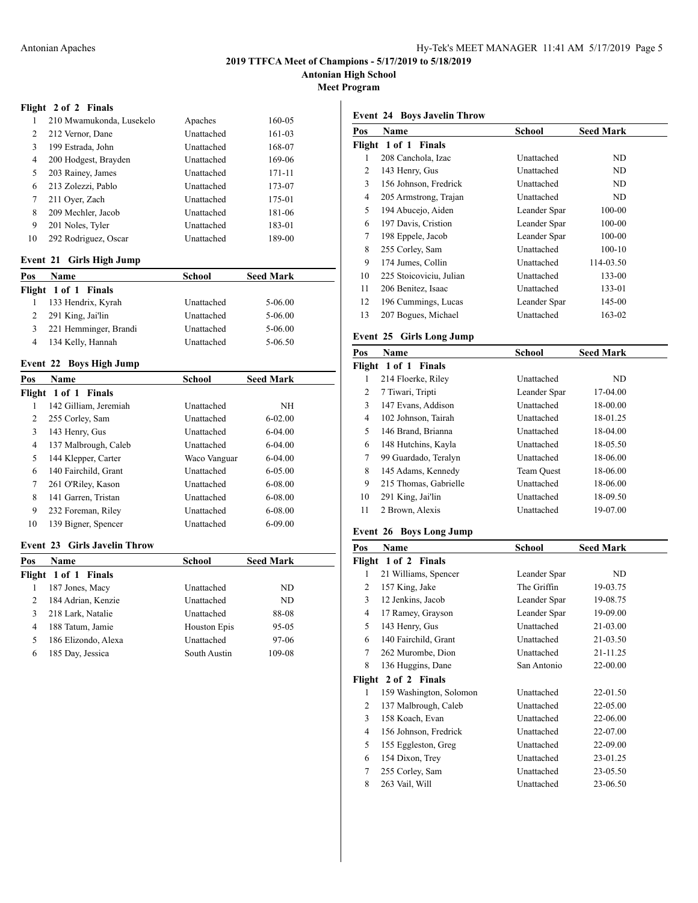**Flight 2 of 2 Finals**

| Pos | Name | School | Seed Mark |
|---|---|---|---|
| 1 | 210 Mwamukonda, Lusekelo | Apaches | 160-05 |
| 2 | 212 Vernor, Dane | Unattached | 161-03 |
| 3 | 199 Estrada, John | Unattached | 168-07 |
| 4 | 200 Hodgest, Brayden | Unattached | 169-06 |
| 5 | 203 Rainey, James | Unattached | 171-11 |
| 6 | 213 Zolezzi, Pablo | Unattached | 173-07 |
| 7 | 211 Oyer, Zach | Unattached | 175-01 |
| 8 | 209 Mechler, Jacob | Unattached | 181-06 |
| 9 | 201 Noles, Tyler | Unattached | 183-01 |
| 10 | 292 Rodriguez, Oscar | Unattached | 189-00 |

### Event 21 Girls High Jump

| Pos | Name | School | Seed Mark |
|---|---|---|---|
| **Flight 1 of 1 Finals** | | | |
| 1 | 133 Hendrix, Kyrah | Unattached | 5-06.00 |
| 2 | 291 King, Jai'lin | Unattached | 5-06.00 |
| 3 | 221 Hemminger, Brandi | Unattached | 5-06.00 |
| 4 | 134 Kelly, Hannah | Unattached | 5-06.50 |

### Event 22 Boys High Jump

| Pos | Name | School | Seed Mark |
|---|---|---|---|
| **Flight 1 of 1 Finals** | | | |
| 1 | 142 Gilliam, Jeremiah | Unattached | NH |
| 2 | 255 Corley, Sam | Unattached | 6-02.00 |
| 3 | 143 Henry, Gus | Unattached | 6-04.00 |
| 4 | 137 Malbrough, Caleb | Unattached | 6-04.00 |
| 5 | 144 Klepper, Carter | Waco Vanguar | 6-04.00 |
| 6 | 140 Fairchild, Grant | Unattached | 6-05.00 |
| 7 | 261 O'Riley, Kason | Unattached | 6-08.00 |
| 8 | 141 Garren, Tristan | Unattached | 6-08.00 |
| 9 | 232 Foreman, Riley | Unattached | 6-08.00 |
| 10 | 139 Bigner, Spencer | Unattached | 6-09.00 |

### Event 23 Girls Javelin Throw

| Pos | Name | School | Seed Mark |
|---|---|---|---|
| **Flight 1 of 1 Finals** | | | |
| 1 | 187 Jones, Macy | Unattached | ND |
| 2 | 184 Adrian, Kenzie | Unattached | ND |
| 3 | 218 Lark, Natalie | Unattached | 88-08 |
| 4 | 188 Tatum, Jamie | Houston Epis | 95-05 |
| 5 | 186 Elizondo, Alexa | Unattached | 97-06 |
| 6 | 185 Day, Jessica | South Austin | 109-08 |

### Event 24 Boys Javelin Throw

| Pos | Name | School | Seed Mark |
|---|---|---|---|
| **Flight 1 of 1 Finals** | | | |
| 1 | 208 Canchola, Izac | Unattached | ND |
| 2 | 143 Henry, Gus | Unattached | ND |
| 3 | 156 Johnson, Fredrick | Unattached | ND |
| 4 | 205 Armstrong, Trajan | Unattached | ND |
| 5 | 194 Abucejo, Aiden | Leander Spar | 100-00 |
| 6 | 197 Davis, Cristion | Leander Spar | 100-00 |
| 7 | 198 Eppele, Jacob | Leander Spar | 100-00 |
| 8 | 255 Corley, Sam | Unattached | 100-10 |
| 9 | 174 Jumes, Collin | Unattached | 114-03.50 |
| 10 | 225 Stoicoviciu, Julian | Unattached | 133-00 |
| 11 | 206 Benitez, Isaac | Unattached | 133-01 |
| 12 | 196 Cummings, Lucas | Leander Spar | 145-00 |
| 13 | 207 Bogues, Michael | Unattached | 163-02 |

### Event 25 Girls Long Jump

| Pos | Name | School | Seed Mark |
|---|---|---|---|
| **Flight 1 of 1 Finals** | | | |
| 1 | 214 Floerke, Riley | Unattached | ND |
| 2 | 7 Tiwari, Tripti | Leander Spar | 17-04.00 |
| 3 | 147 Evans, Addison | Unattached | 18-00.00 |
| 4 | 102 Johnson, Tairah | Unattached | 18-01.25 |
| 5 | 146 Brand, Brianna | Unattached | 18-04.00 |
| 6 | 148 Hutchins, Kayla | Unattached | 18-05.50 |
| 7 | 99 Guardado, Teralyn | Unattached | 18-06.00 |
| 8 | 145 Adams, Kennedy | Team Quest | 18-06.00 |
| 9 | 215 Thomas, Gabrielle | Unattached | 18-06.00 |
| 10 | 291 King, Jai'lin | Unattached | 18-09.50 |
| 11 | 2 Brown, Alexis | Unattached | 19-07.00 |

### Event 26 Boys Long Jump

| Pos | Name | School | Seed Mark |
|---|---|---|---|
| **Flight 1 of 2 Finals** | | | |
| 1 | 21 Williams, Spencer | Leander Spar | ND |
| 2 | 157 King, Jake | The Griffin | 19-03.75 |
| 3 | 12 Jenkins, Jacob | Leander Spar | 19-08.75 |
| 4 | 17 Ramey, Grayson | Leander Spar | 19-09.00 |
| 5 | 143 Henry, Gus | Unattached | 21-03.00 |
| 6 | 140 Fairchild, Grant | Unattached | 21-03.50 |
| 7 | 262 Murombe, Dion | Unattached | 21-11.25 |
| 8 | 136 Huggins, Dane | San Antonio | 22-00.00 |
| **Flight 2 of 2 Finals** | | | |
| 1 | 159 Washington, Solomon | Unattached | 22-01.50 |
| 2 | 137 Malbrough, Caleb | Unattached | 22-05.00 |
| 3 | 158 Koach, Evan | Unattached | 22-06.00 |
| 4 | 156 Johnson, Fredrick | Unattached | 22-07.00 |
| 5 | 155 Eggleston, Greg | Unattached | 22-09.00 |
| 6 | 154 Dixon, Trey | Unattached | 23-01.25 |
| 7 | 255 Corley, Sam | Unattached | 23-05.50 |
| 8 | 263 Vail, Will | Unattached | 23-06.50 |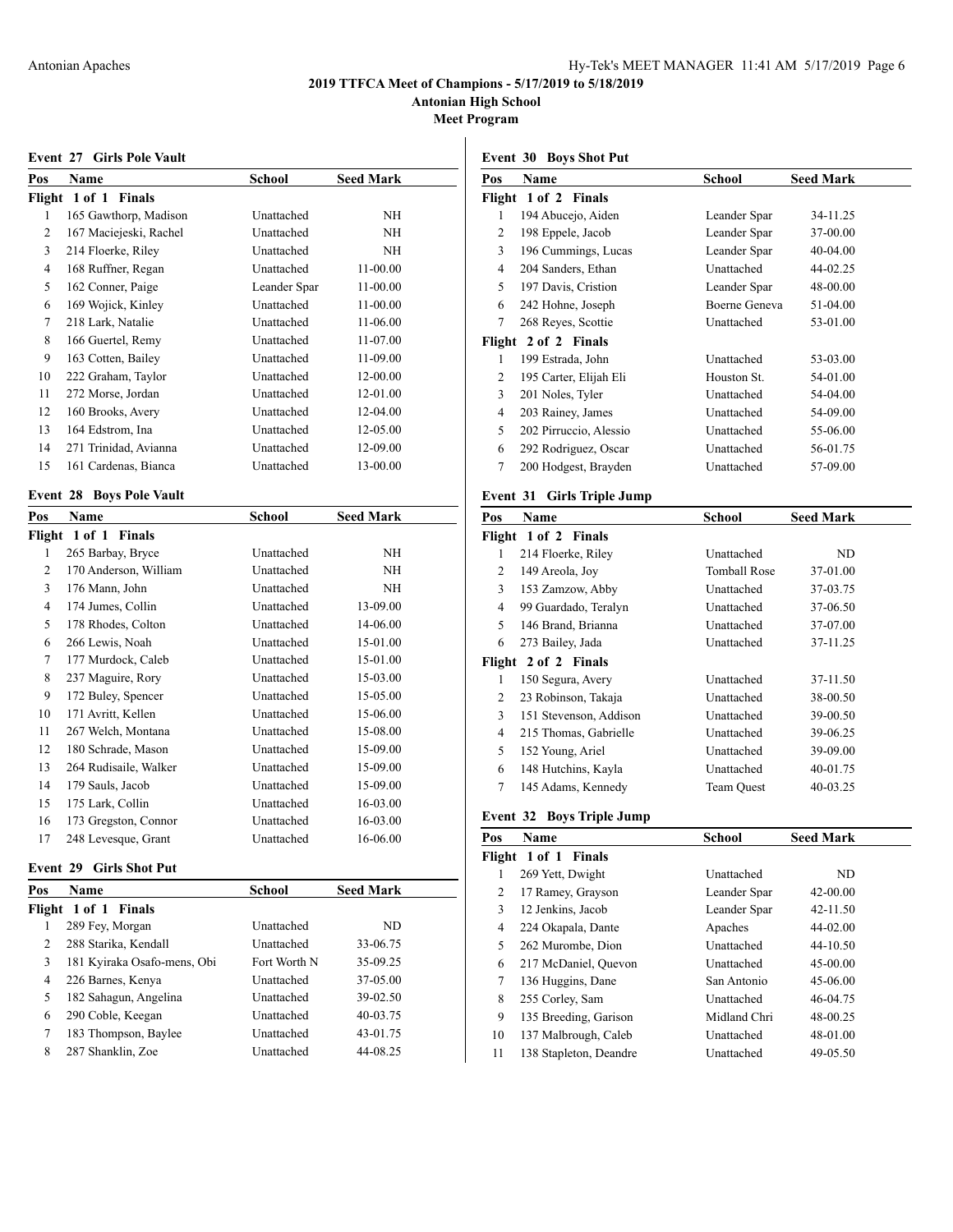**2019 TTFCA Meet of Champions - 5/17/2019 to 5/18/2019**

**Antonian High School**

**Meet Program**

### Event 27 Girls Pole Vault

| Pos | Name | School | Seed Mark |
|---|---|---|---|
| **Flight 1 of 1 Finals** | | | |
| 1 | 165 Gawthorp, Madison | Unattached | NH |
| 2 | 167 Maciejeski, Rachel | Unattached | NH |
| 3 | 214 Floerke, Riley | Unattached | NH |
| 4 | 168 Ruffner, Regan | Unattached | 11-00.00 |
| 5 | 162 Conner, Paige | Leander Spar | 11-00.00 |
| 6 | 169 Wojick, Kinley | Unattached | 11-00.00 |
| 7 | 218 Lark, Natalie | Unattached | 11-06.00 |
| 8 | 166 Guertel, Remy | Unattached | 11-07.00 |
| 9 | 163 Cotten, Bailey | Unattached | 11-09.00 |
| 10 | 222 Graham, Taylor | Unattached | 12-00.00 |
| 11 | 272 Morse, Jordan | Unattached | 12-01.00 |
| 12 | 160 Brooks, Avery | Unattached | 12-04.00 |
| 13 | 164 Edstrom, Ina | Unattached | 12-05.00 |
| 14 | 271 Trinidad, Avianna | Unattached | 12-09.00 |
| 15 | 161 Cardenas, Bianca | Unattached | 13-00.00 |

### Event 28 Boys Pole Vault

| Pos | Name | School | Seed Mark |
|---|---|---|---|
| **Flight 1 of 1 Finals** | | | |
| 1 | 265 Barbay, Bryce | Unattached | NH |
| 2 | 170 Anderson, William | Unattached | NH |
| 3 | 176 Mann, John | Unattached | NH |
| 4 | 174 Jumes, Collin | Unattached | 13-09.00 |
| 5 | 178 Rhodes, Colton | Unattached | 14-06.00 |
| 6 | 266 Lewis, Noah | Unattached | 15-01.00 |
| 7 | 177 Murdock, Caleb | Unattached | 15-01.00 |
| 8 | 237 Maguire, Rory | Unattached | 15-03.00 |
| 9 | 172 Buley, Spencer | Unattached | 15-05.00 |
| 10 | 171 Avritt, Kellen | Unattached | 15-06.00 |
| 11 | 267 Welch, Montana | Unattached | 15-08.00 |
| 12 | 180 Schrade, Mason | Unattached | 15-09.00 |
| 13 | 264 Rudisaile, Walker | Unattached | 15-09.00 |
| 14 | 179 Sauls, Jacob | Unattached | 15-09.00 |
| 15 | 175 Lark, Collin | Unattached | 16-03.00 |
| 16 | 173 Gregston, Connor | Unattached | 16-03.00 |
| 17 | 248 Levesque, Grant | Unattached | 16-06.00 |

### Event 29 Girls Shot Put

| Pos | Name | School | Seed Mark |
|---|---|---|---|
| **Flight 1 of 1 Finals** | | | |
| 1 | 289 Fey, Morgan | Unattached | ND |
| 2 | 288 Starika, Kendall | Unattached | 33-06.75 |
| 3 | 181 Kyiraka Osafo-mens, Obi | Fort Worth N | 35-09.25 |
| 4 | 226 Barnes, Kenya | Unattached | 37-05.00 |
| 5 | 182 Sahagun, Angelina | Unattached | 39-02.50 |
| 6 | 290 Coble, Keegan | Unattached | 40-03.75 |
| 7 | 183 Thompson, Baylee | Unattached | 43-01.75 |
| 8 | 287 Shanklin, Zoe | Unattached | 44-08.25 |

### Event 30 Boys Shot Put

| Pos | Name | School | Seed Mark |
|---|---|---|---|
| **Flight 1 of 2 Finals** | | | |
| 1 | 194 Abucejo, Aiden | Leander Spar | 34-11.25 |
| 2 | 198 Eppele, Jacob | Leander Spar | 37-00.00 |
| 3 | 196 Cummings, Lucas | Leander Spar | 40-04.00 |
| 4 | 204 Sanders, Ethan | Unattached | 44-02.25 |
| 5 | 197 Davis, Cristion | Leander Spar | 48-00.00 |
| 6 | 242 Hohne, Joseph | Boerne Geneva | 51-04.00 |
| 7 | 268 Reyes, Scottie | Unattached | 53-01.00 |
| **Flight 2 of 2 Finals** | | | |
| 1 | 199 Estrada, John | Unattached | 53-03.00 |
| 2 | 195 Carter, Elijah Eli | Houston St. | 54-01.00 |
| 3 | 201 Noles, Tyler | Unattached | 54-04.00 |
| 4 | 203 Rainey, James | Unattached | 54-09.00 |
| 5 | 202 Pirruccio, Alessio | Unattached | 55-06.00 |
| 6 | 292 Rodriguez, Oscar | Unattached | 56-01.75 |
| 7 | 200 Hodgest, Brayden | Unattached | 57-09.00 |

### Event 31 Girls Triple Jump

| Pos | Name | School | Seed Mark |
|---|---|---|---|
| **Flight 1 of 2 Finals** | | | |
| 1 | 214 Floerke, Riley | Unattached | ND |
| 2 | 149 Areola, Joy | Tomball Rose | 37-01.00 |
| 3 | 153 Zamzow, Abby | Unattached | 37-03.75 |
| 4 | 99 Guardado, Teralyn | Unattached | 37-06.50 |
| 5 | 146 Brand, Brianna | Unattached | 37-07.00 |
| 6 | 273 Bailey, Jada | Unattached | 37-11.25 |
| **Flight 2 of 2 Finals** | | | |
| 1 | 150 Segura, Avery | Unattached | 37-11.50 |
| 2 | 23 Robinson, Takaja | Unattached | 38-00.50 |
| 3 | 151 Stevenson, Addison | Unattached | 39-00.50 |
| 4 | 215 Thomas, Gabrielle | Unattached | 39-06.25 |
| 5 | 152 Young, Ariel | Unattached | 39-09.00 |
| 6 | 148 Hutchins, Kayla | Unattached | 40-01.75 |
| 7 | 145 Adams, Kennedy | Team Quest | 40-03.25 |

### Event 32 Boys Triple Jump

| Pos | Name | School | Seed Mark |
|---|---|---|---|
| **Flight 1 of 1 Finals** | | | |
| 1 | 269 Yett, Dwight | Unattached | ND |
| 2 | 17 Ramey, Grayson | Leander Spar | 42-00.00 |
| 3 | 12 Jenkins, Jacob | Leander Spar | 42-11.50 |
| 4 | 224 Okapala, Dante | Apaches | 44-02.00 |
| 5 | 262 Murombe, Dion | Unattached | 44-10.50 |
| 6 | 217 McDaniel, Quevon | Unattached | 45-00.00 |
| 7 | 136 Huggins, Dane | San Antonio | 45-06.00 |
| 8 | 255 Corley, Sam | Unattached | 46-04.75 |
| 9 | 135 Breeding, Garison | Midland Chri | 48-00.25 |
| 10 | 137 Malbrough, Caleb | Unattached | 48-01.00 |
| 11 | 138 Stapleton, Deandre | Unattached | 49-05.50 |